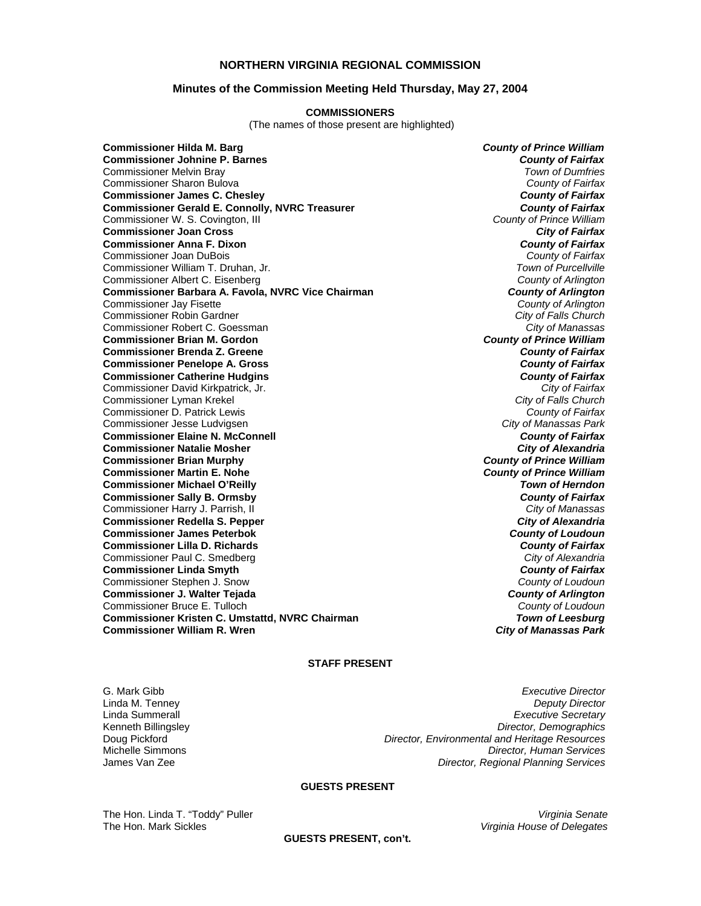# NORTHERN VIRGINIA REGIONAL COMMISSION

## Minutes of the Commission Meeting Held Thursday, May 27, 2004

### COMMISSIONERS

(The names of those present are highlighted)

| Commissioner | Jurisdiction |
|---|---|
| **Commissioner Hilda M. Barg** | ***County of Prince William*** |
| **Commissioner Johnine P. Barnes** | ***County of Fairfax*** |
| Commissioner Melvin Bray | *Town of Dumfries* |
| Commissioner Sharon Bulova | *County of Fairfax* |
| **Commissioner James C. Chesley** | ***County of Fairfax*** |
| **Commissioner Gerald E. Connolly, NVRC Treasurer** | ***County of Fairfax*** |
| Commissioner W. S. Covington, III | *County of Prince William* |
| **Commissioner Joan Cross** | ***City of Fairfax*** |
| **Commissioner Anna F. Dixon** | ***County of Fairfax*** |
| Commissioner Joan DuBois | *County of Fairfax* |
| Commissioner William T. Druhan, Jr. | *Town of Purcellville* |
| Commissioner Albert C. Eisenberg | *County of Arlington* |
| **Commissioner Barbara A. Favola, NVRC Vice Chairman** | ***County of Arlington*** |
| Commissioner Jay Fisette | *County of Arlington* |
| Commissioner Robin Gardner | *City of Falls Church* |
| Commissioner Robert C. Goessman | *City of Manassas* |
| **Commissioner Brian M. Gordon** | ***County of Prince William*** |
| **Commissioner Brenda Z. Greene** | ***County of Fairfax*** |
| **Commissioner Penelope A. Gross** | ***County of Fairfax*** |
| **Commissioner Catherine Hudgins** | ***County of Fairfax*** |
| Commissioner David Kirkpatrick, Jr. | *City of Fairfax* |
| Commissioner Lyman Krekel | *City of Falls Church* |
| Commissioner D. Patrick Lewis | *County of Fairfax* |
| Commissioner Jesse Ludvigsen | *City of Manassas Park* |
| **Commissioner Elaine N. McConnell** | ***County of Fairfax*** |
| **Commissioner Natalie Mosher** | ***City of Alexandria*** |
| **Commissioner Brian Murphy** | ***County of Prince William*** |
| **Commissioner Martin E. Nohe** | ***County of Prince William*** |
| **Commissioner Michael O'Reilly** | ***Town of Herndon*** |
| **Commissioner Sally B. Ormsby** | ***County of Fairfax*** |
| Commissioner Harry J. Parrish, II | *City of Manassas* |
| **Commissioner Redella S. Pepper** | ***City of Alexandria*** |
| **Commissioner James Peterbok** | ***County of Loudoun*** |
| **Commissioner Lilla D. Richards** | ***County of Fairfax*** |
| Commissioner Paul C. Smedberg | *City of Alexandria* |
| **Commissioner Linda Smyth** | ***County of Fairfax*** |
| Commissioner Stephen J. Snow | *County of Loudoun* |
| **Commissioner J. Walter Tejada** | ***County of Arlington*** |
| Commissioner Bruce E. Tulloch | *County of Loudoun* |
| **Commissioner Kristen C. Umstattd, NVRC Chairman** | ***Town of Leesburg*** |
| **Commissioner William R. Wren** | ***City of Manassas Park*** |

### STAFF PRESENT

| Name | Title |
|---|---|
| G. Mark Gibb | *Executive Director* |
| Linda M. Tenney | *Deputy Director* |
| Linda Summerall | *Executive Secretary* |
| Kenneth Billingsley | *Director, Demographics* |
| Doug Pickford | *Director, Environmental and Heritage Resources* |
| Michelle Simmons | *Director, Human Services* |
| James Van Zee | *Director, Regional Planning Services* |

### GUESTS PRESENT

| Name | Affiliation |
|---|---|
| The Hon. Linda T. "Toddy" Puller | *Virginia Senate* |
| The Hon. Mark Sickles | *Virginia House of Delegates* |

**GUESTS PRESENT, con't.**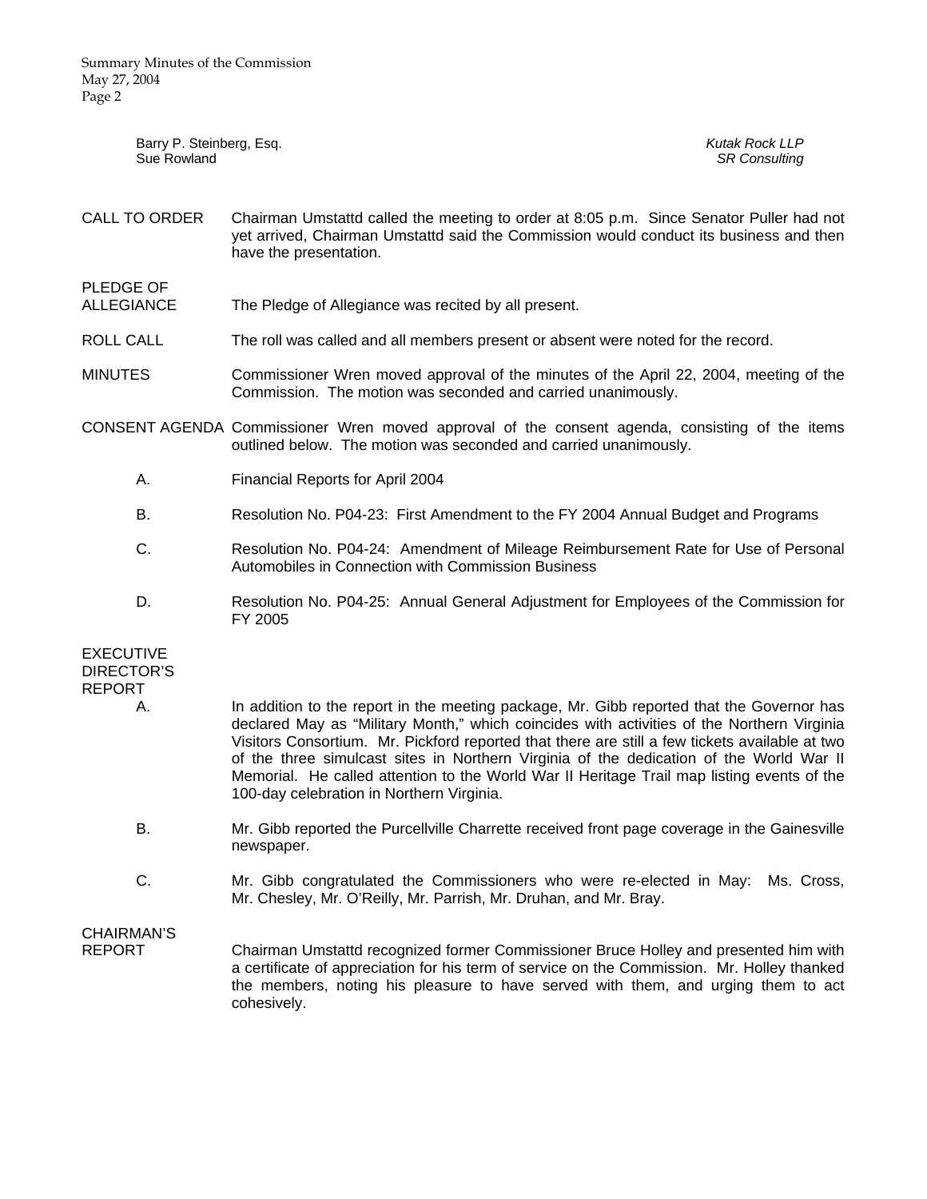| | |
|---|---|
| Barry P. Steinberg, Esq. | *Kutak Rock LLP* |
| Sue Rowland | *SR Consulting* |

**CALL TO ORDER**
Chairman Umstattd called the meeting to order at 8:05 p.m. Since Senator Puller had not yet arrived, Chairman Umstattd said the Commission would conduct its business and then have the presentation.

**PLEDGE OF ALLEGIANCE**
The Pledge of Allegiance was recited by all present.

**ROLL CALL**
The roll was called and all members present or absent were noted for the record.

**MINUTES**
Commissioner Wren moved approval of the minutes of the April 22, 2004, meeting of the Commission. The motion was seconded and carried unanimously.

**CONSENT AGENDA**
Commissioner Wren moved approval of the consent agenda, consisting of the items outlined below. The motion was seconded and carried unanimously.

A. Financial Reports for April 2004

B. Resolution No. P04-23: First Amendment to the FY 2004 Annual Budget and Programs

C. Resolution No. P04-24: Amendment of Mileage Reimbursement Rate for Use of Personal Automobiles in Connection with Commission Business

D. Resolution No. P04-25: Annual General Adjustment for Employees of the Commission for FY 2005

**EXECUTIVE DIRECTOR'S REPORT**

A. In addition to the report in the meeting package, Mr. Gibb reported that the Governor has declared May as "Military Month," which coincides with activities of the Northern Virginia Visitors Consortium. Mr. Pickford reported that there are still a few tickets available at two of the three simulcast sites in Northern Virginia of the dedication of the World War II Memorial. He called attention to the World War II Heritage Trail map listing events of the 100-day celebration in Northern Virginia.

B. Mr. Gibb reported the Purcellville Charrette received front page coverage in the Gainesville newspaper.

C. Mr. Gibb congratulated the Commissioners who were re-elected in May: Ms. Cross, Mr. Chesley, Mr. O'Reilly, Mr. Parrish, Mr. Druhan, and Mr. Bray.

**CHAIRMAN'S REPORT**
Chairman Umstattd recognized former Commissioner Bruce Holley and presented him with a certificate of appreciation for his term of service on the Commission. Mr. Holley thanked the members, noting his pleasure to have served with them, and urging them to act cohesively.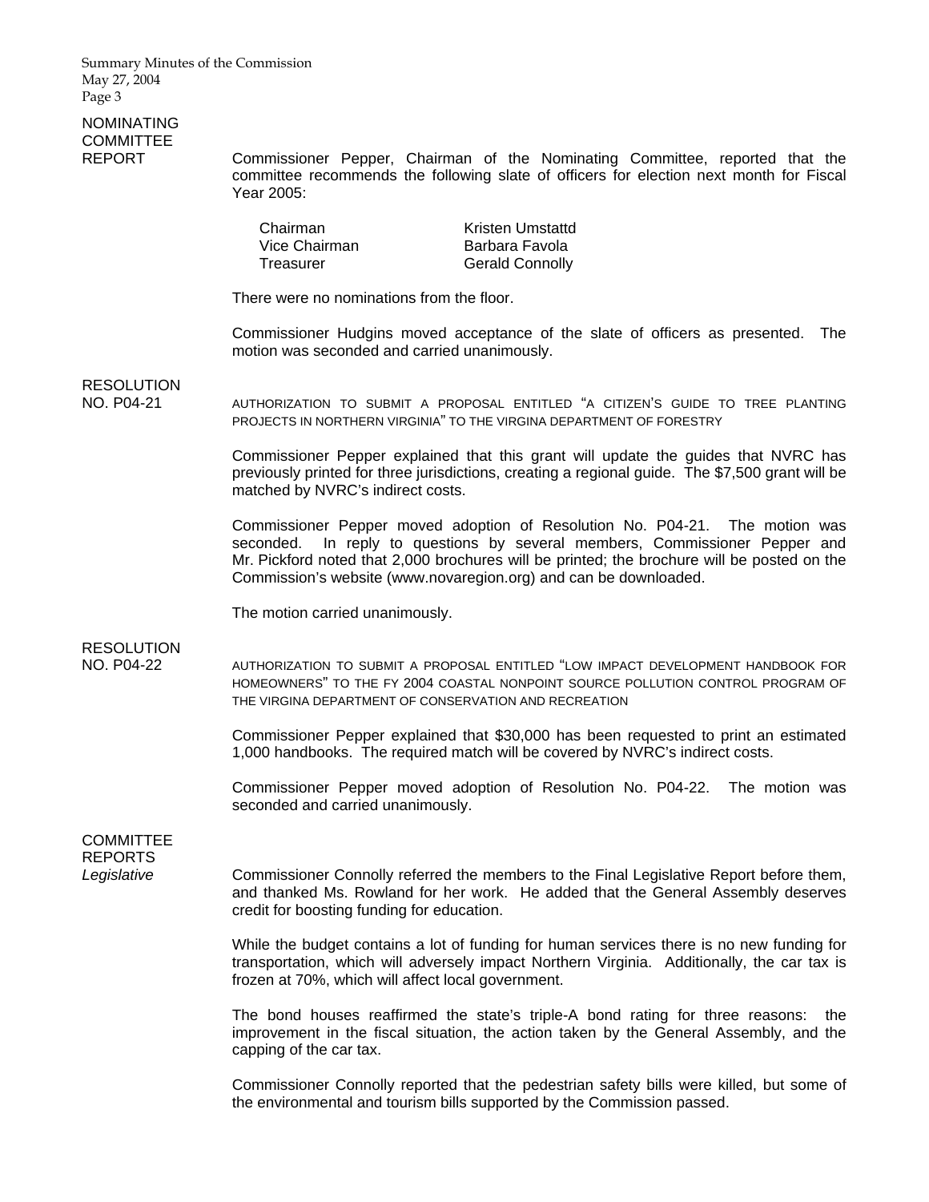## NOMINATING COMMITTEE REPORT

Commissioner Pepper, Chairman of the Nominating Committee, reported that the committee recommends the following slate of officers for election next month for Fiscal Year 2005:

| | |
|---|---|
| Chairman | Kristen Umstattd |
| Vice Chairman | Barbara Favola |
| Treasurer | Gerald Connolly |

There were no nominations from the floor.

Commissioner Hudgins moved acceptance of the slate of officers as presented. The motion was seconded and carried unanimously.

## RESOLUTION NO. P04-21

AUTHORIZATION TO SUBMIT A PROPOSAL ENTITLED "A CITIZEN'S GUIDE TO TREE PLANTING PROJECTS IN NORTHERN VIRGINIA" TO THE VIRGINA DEPARTMENT OF FORESTRY

Commissioner Pepper explained that this grant will update the guides that NVRC has previously printed for three jurisdictions, creating a regional guide. The $7,500 grant will be matched by NVRC's indirect costs.

Commissioner Pepper moved adoption of Resolution No. P04-21. The motion was seconded. In reply to questions by several members, Commissioner Pepper and Mr. Pickford noted that 2,000 brochures will be printed; the brochure will be posted on the Commission's website (www.novaregion.org) and can be downloaded.

The motion carried unanimously.

## RESOLUTION NO. P04-22

AUTHORIZATION TO SUBMIT A PROPOSAL ENTITLED "LOW IMPACT DEVELOPMENT HANDBOOK FOR HOMEOWNERS" TO THE FY 2004 COASTAL NONPOINT SOURCE POLLUTION CONTROL PROGRAM OF THE VIRGINA DEPARTMENT OF CONSERVATION AND RECREATION

Commissioner Pepper explained that $30,000 has been requested to print an estimated 1,000 handbooks. The required match will be covered by NVRC's indirect costs.

Commissioner Pepper moved adoption of Resolution No. P04-22. The motion was seconded and carried unanimously.

## COMMITTEE REPORTS

### *Legislative*

Commissioner Connolly referred the members to the Final Legislative Report before them, and thanked Ms. Rowland for her work. He added that the General Assembly deserves credit for boosting funding for education.

While the budget contains a lot of funding for human services there is no new funding for transportation, which will adversely impact Northern Virginia. Additionally, the car tax is frozen at 70%, which will affect local government.

The bond houses reaffirmed the state's triple-A bond rating for three reasons: the improvement in the fiscal situation, the action taken by the General Assembly, and the capping of the car tax.

Commissioner Connolly reported that the pedestrian safety bills were killed, but some of the environmental and tourism bills supported by the Commission passed.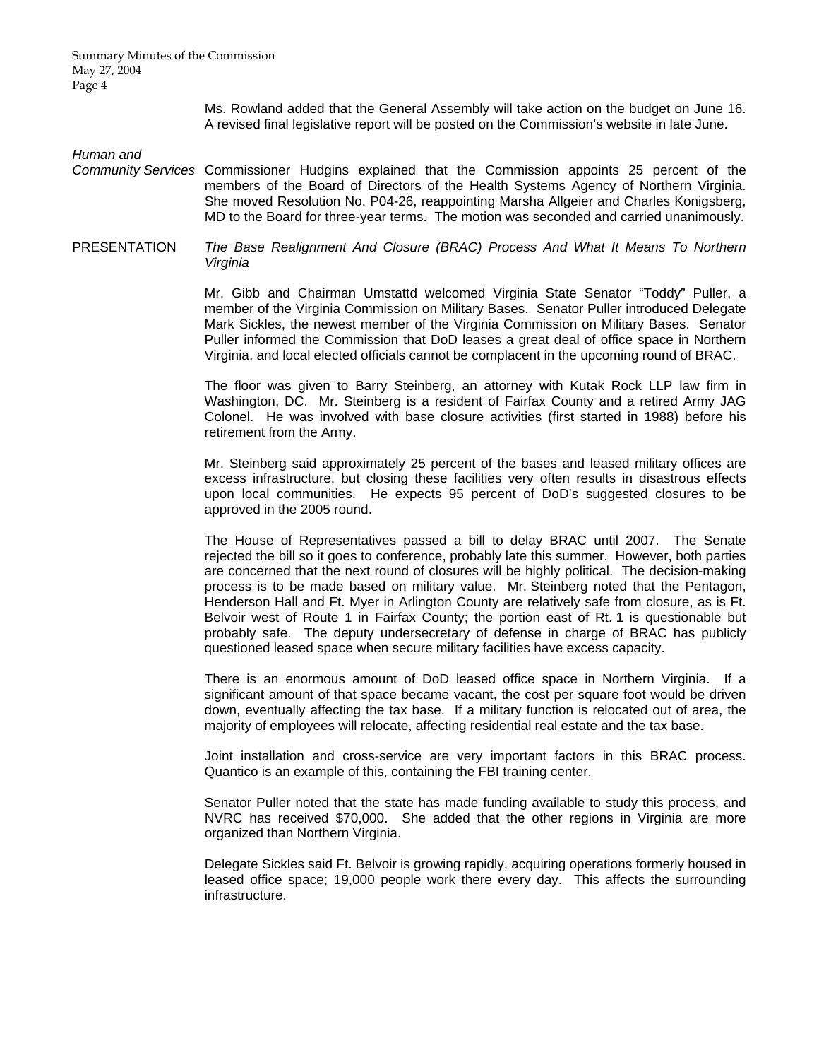Ms. Rowland added that the General Assembly will take action on the budget on June 16. A revised final legislative report will be posted on the Commission's website in late June.

*Human and Community Services*

Commissioner Hudgins explained that the Commission appoints 25 percent of the members of the Board of Directors of the Health Systems Agency of Northern Virginia. She moved Resolution No. P04-26, reappointing Marsha Allgeier and Charles Konigsberg, MD to the Board for three-year terms. The motion was seconded and carried unanimously.

PRESENTATION

*The Base Realignment And Closure (BRAC) Process And What It Means To Northern Virginia*

Mr. Gibb and Chairman Umstattd welcomed Virginia State Senator "Toddy" Puller, a member of the Virginia Commission on Military Bases. Senator Puller introduced Delegate Mark Sickles, the newest member of the Virginia Commission on Military Bases. Senator Puller informed the Commission that DoD leases a great deal of office space in Northern Virginia, and local elected officials cannot be complacent in the upcoming round of BRAC.

The floor was given to Barry Steinberg, an attorney with Kutak Rock LLP law firm in Washington, DC. Mr. Steinberg is a resident of Fairfax County and a retired Army JAG Colonel. He was involved with base closure activities (first started in 1988) before his retirement from the Army.

Mr. Steinberg said approximately 25 percent of the bases and leased military offices are excess infrastructure, but closing these facilities very often results in disastrous effects upon local communities. He expects 95 percent of DoD's suggested closures to be approved in the 2005 round.

The House of Representatives passed a bill to delay BRAC until 2007. The Senate rejected the bill so it goes to conference, probably late this summer. However, both parties are concerned that the next round of closures will be highly political. The decision-making process is to be made based on military value. Mr. Steinberg noted that the Pentagon, Henderson Hall and Ft. Myer in Arlington County are relatively safe from closure, as is Ft. Belvoir west of Route 1 in Fairfax County; the portion east of Rt. 1 is questionable but probably safe. The deputy undersecretary of defense in charge of BRAC has publicly questioned leased space when secure military facilities have excess capacity.

There is an enormous amount of DoD leased office space in Northern Virginia. If a significant amount of that space became vacant, the cost per square foot would be driven down, eventually affecting the tax base. If a military function is relocated out of area, the majority of employees will relocate, affecting residential real estate and the tax base.

Joint installation and cross-service are very important factors in this BRAC process. Quantico is an example of this, containing the FBI training center.

Senator Puller noted that the state has made funding available to study this process, and NVRC has received $70,000. She added that the other regions in Virginia are more organized than Northern Virginia.

Delegate Sickles said Ft. Belvoir is growing rapidly, acquiring operations formerly housed in leased office space; 19,000 people work there every day. This affects the surrounding infrastructure.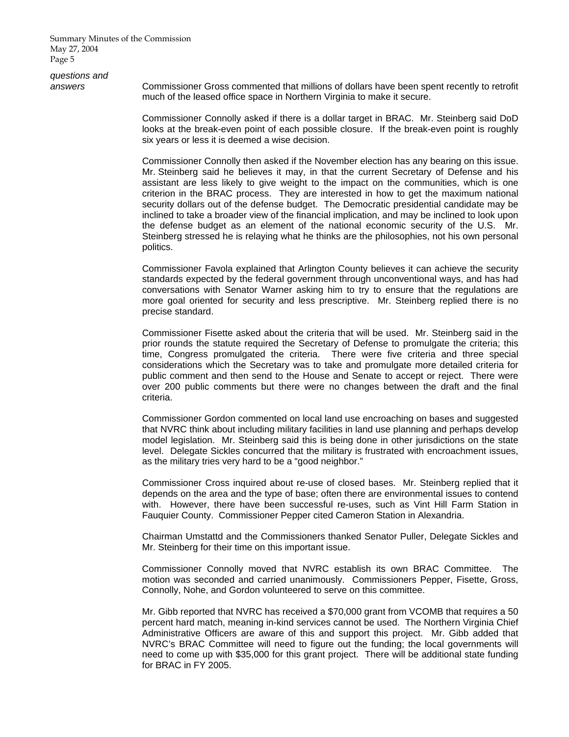*questions and answers*

Commissioner Gross commented that millions of dollars have been spent recently to retrofit much of the leased office space in Northern Virginia to make it secure.

Commissioner Connolly asked if there is a dollar target in BRAC. Mr. Steinberg said DoD looks at the break-even point of each possible closure. If the break-even point is roughly six years or less it is deemed a wise decision.

Commissioner Connolly then asked if the November election has any bearing on this issue. Mr. Steinberg said he believes it may, in that the current Secretary of Defense and his assistant are less likely to give weight to the impact on the communities, which is one criterion in the BRAC process. They are interested in how to get the maximum national security dollars out of the defense budget. The Democratic presidential candidate may be inclined to take a broader view of the financial implication, and may be inclined to look upon the defense budget as an element of the national economic security of the U.S. Mr. Steinberg stressed he is relaying what he thinks are the philosophies, not his own personal politics.

Commissioner Favola explained that Arlington County believes it can achieve the security standards expected by the federal government through unconventional ways, and has had conversations with Senator Warner asking him to try to ensure that the regulations are more goal oriented for security and less prescriptive. Mr. Steinberg replied there is no precise standard.

Commissioner Fisette asked about the criteria that will be used. Mr. Steinberg said in the prior rounds the statute required the Secretary of Defense to promulgate the criteria; this time, Congress promulgated the criteria. There were five criteria and three special considerations which the Secretary was to take and promulgate more detailed criteria for public comment and then send to the House and Senate to accept or reject. There were over 200 public comments but there were no changes between the draft and the final criteria.

Commissioner Gordon commented on local land use encroaching on bases and suggested that NVRC think about including military facilities in land use planning and perhaps develop model legislation. Mr. Steinberg said this is being done in other jurisdictions on the state level. Delegate Sickles concurred that the military is frustrated with encroachment issues, as the military tries very hard to be a "good neighbor."

Commissioner Cross inquired about re-use of closed bases. Mr. Steinberg replied that it depends on the area and the type of base; often there are environmental issues to contend with. However, there have been successful re-uses, such as Vint Hill Farm Station in Fauquier County. Commissioner Pepper cited Cameron Station in Alexandria.

Chairman Umstattd and the Commissioners thanked Senator Puller, Delegate Sickles and Mr. Steinberg for their time on this important issue.

Commissioner Connolly moved that NVRC establish its own BRAC Committee. The motion was seconded and carried unanimously. Commissioners Pepper, Fisette, Gross, Connolly, Nohe, and Gordon volunteered to serve on this committee.

Mr. Gibb reported that NVRC has received a $70,000 grant from VCOMB that requires a 50 percent hard match, meaning in-kind services cannot be used. The Northern Virginia Chief Administrative Officers are aware of this and support this project. Mr. Gibb added that NVRC's BRAC Committee will need to figure out the funding; the local governments will need to come up with $35,000 for this grant project. There will be additional state funding for BRAC in FY 2005.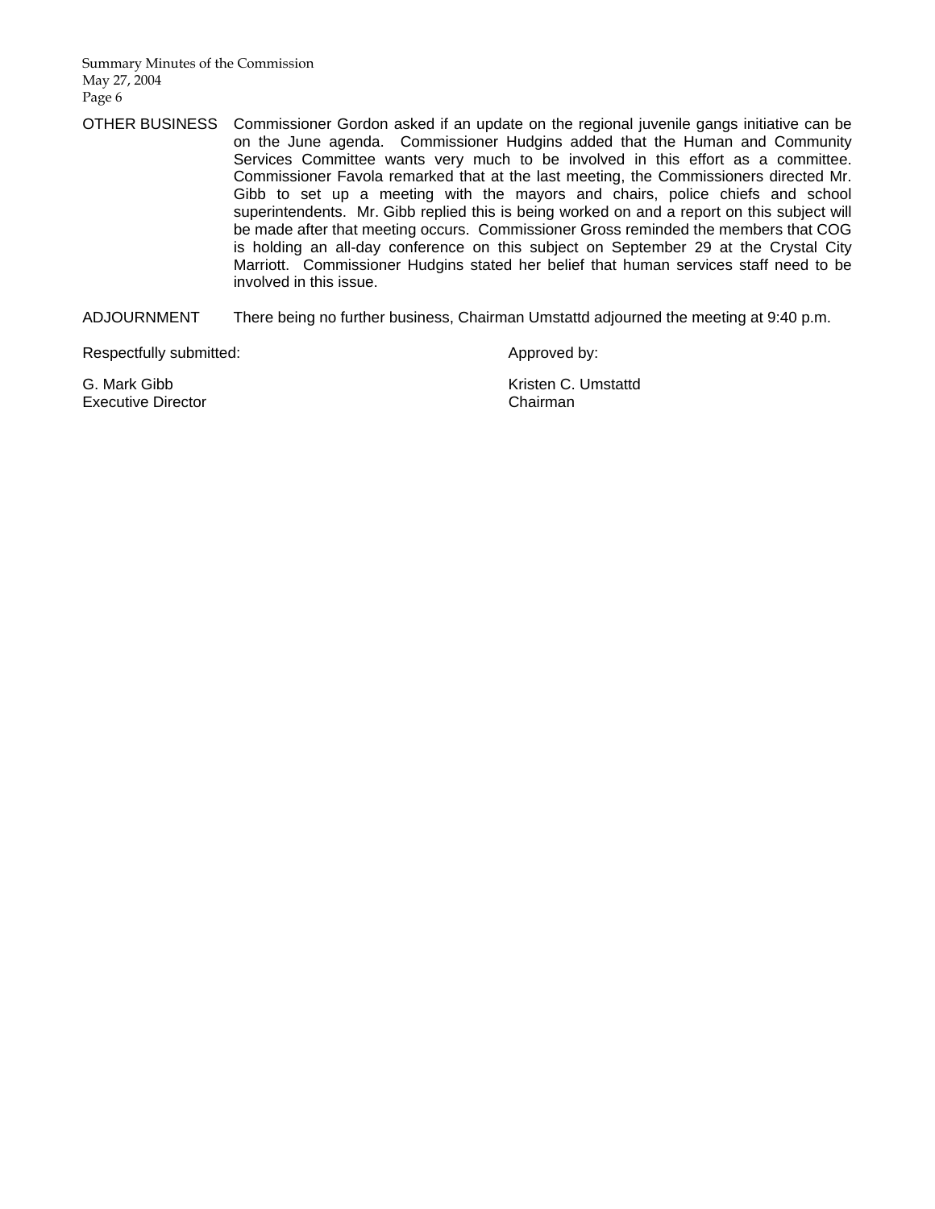OTHER BUSINESS Commissioner Gordon asked if an update on the regional juvenile gangs initiative can be on the June agenda. Commissioner Hudgins added that the Human and Community Services Committee wants very much to be involved in this effort as a committee. Commissioner Favola remarked that at the last meeting, the Commissioners directed Mr. Gibb to set up a meeting with the mayors and chairs, police chiefs and school superintendents. Mr. Gibb replied this is being worked on and a report on this subject will be made after that meeting occurs. Commissioner Gross reminded the members that COG is holding an all-day conference on this subject on September 29 at the Crystal City Marriott. Commissioner Hudgins stated her belief that human services staff need to be involved in this issue.

ADJOURNMENT There being no further business, Chairman Umstattd adjourned the meeting at 9:40 p.m.

Respectfully submitted:

G. Mark Gibb
Executive Director

Approved by:

Kristen C. Umstattd
Chairman